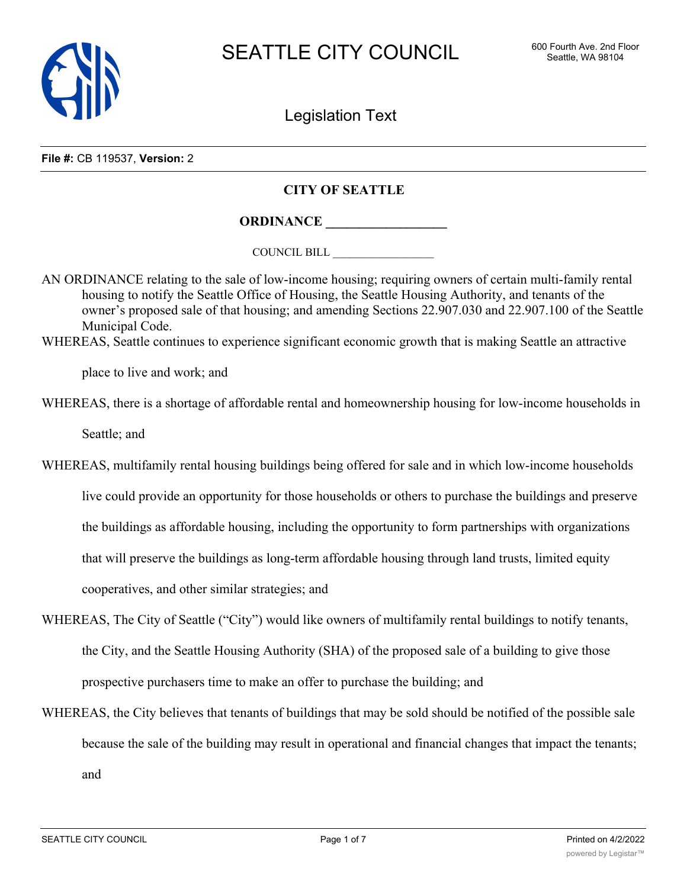# SEATTLE CITY COUNCIL

600 Fourth Ave. 2nd Floor
Seattle, WA 98104

## Legislation Text

**File #:** CB 119537, **Version:** 2

**CITY OF SEATTLE**

**ORDINANCE __________________**

COUNCIL BILL __________________

AN ORDINANCE relating to the sale of low-income housing; requiring owners of certain multi-family rental housing to notify the Seattle Office of Housing, the Seattle Housing Authority, and tenants of the owner's proposed sale of that housing; and amending Sections 22.907.030 and 22.907.100 of the Seattle Municipal Code.

WHEREAS, Seattle continues to experience significant economic growth that is making Seattle an attractive place to live and work; and

WHEREAS, there is a shortage of affordable rental and homeownership housing for low-income households in Seattle; and

WHEREAS, multifamily rental housing buildings being offered for sale and in which low-income households live could provide an opportunity for those households or others to purchase the buildings and preserve the buildings as affordable housing, including the opportunity to form partnerships with organizations that will preserve the buildings as long-term affordable housing through land trusts, limited equity cooperatives, and other similar strategies; and

WHEREAS, The City of Seattle ("City") would like owners of multifamily rental buildings to notify tenants, the City, and the Seattle Housing Authority (SHA) of the proposed sale of a building to give those prospective purchasers time to make an offer to purchase the building; and

WHEREAS, the City believes that tenants of buildings that may be sold should be notified of the possible sale because the sale of the building may result in operational and financial changes that impact the tenants; and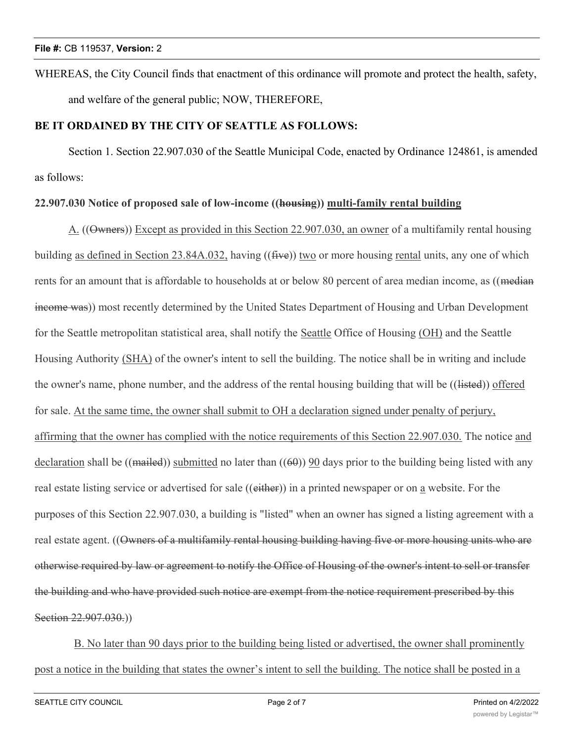WHEREAS, the City Council finds that enactment of this ordinance will promote and protect the health, safety, and welfare of the general public; NOW, THEREFORE,

**BE IT ORDAINED BY THE CITY OF SEATTLE AS FOLLOWS:**

Section 1. Section 22.907.030 of the Seattle Municipal Code, enacted by Ordinance 124861, is amended as follows:

**22.907.030 Notice of proposed sale of low-income ((~~housing~~)) <u>multi-family rental building</u>**

<u>A.</u> ((~~Owners~~)) <u>Except as provided in this Section 22.907.030, an owner</u> of a multifamily rental housing building <u>as defined in Section 23.84A.032,</u> having ((~~five~~)) <u>two</u> or more housing <u>rental</u> units, any one of which rents for an amount that is affordable to households at or below 80 percent of area median income, as ((~~median income was~~)) most recently determined by the United States Department of Housing and Urban Development for the Seattle metropolitan statistical area, shall notify the <u>Seattle</u> Office of Housing <u>(OH)</u> and the Seattle Housing Authority <u>(SHA)</u> of the owner's intent to sell the building. The notice shall be in writing and include the owner's name, phone number, and the address of the rental housing building that will be ((~~listed~~)) <u>offered</u> for sale. <u>At the same time, the owner shall submit to OH a declaration signed under penalty of perjury, affirming that the owner has complied with the notice requirements of this Section 22.907.030.</u> The notice <u>and declaration</u> shall be ((~~mailed~~)) <u>submitted</u> no later than ((~~60~~)) <u>90</u> days prior to the building being listed with any real estate listing service or advertised for sale ((~~either~~)) in a printed newspaper or on <u>a</u> website. For the purposes of this Section 22.907.030, a building is "listed" when an owner has signed a listing agreement with a real estate agent. ((~~Owners of a multifamily rental housing building having five or more housing units who are otherwise required by law or agreement to notify the Office of Housing of the owner's intent to sell or transfer the building and who have provided such notice are exempt from the notice requirement prescribed by this Section 22.907.030.~~))

<u>B. No later than 90 days prior to the building being listed or advertised, the owner shall prominently post a notice in the building that states the owner's intent to sell the building. The notice shall be posted in a</u>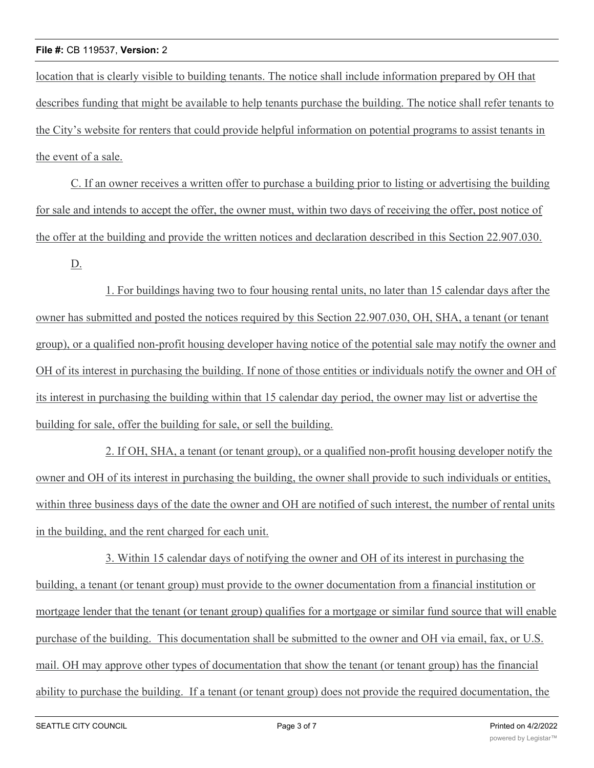location that is clearly visible to building tenants. The notice shall include information prepared by OH that describes funding that might be available to help tenants purchase the building. The notice shall refer tenants to the City's website for renters that could provide helpful information on potential programs to assist tenants in the event of a sale.

C. If an owner receives a written offer to purchase a building prior to listing or advertising the building for sale and intends to accept the offer, the owner must, within two days of receiving the offer, post notice of the offer at the building and provide the written notices and declaration described in this Section 22.907.030.

D.

1. For buildings having two to four housing rental units, no later than 15 calendar days after the owner has submitted and posted the notices required by this Section 22.907.030, OH, SHA, a tenant (or tenant group), or a qualified non-profit housing developer having notice of the potential sale may notify the owner and OH of its interest in purchasing the building. If none of those entities or individuals notify the owner and OH of its interest in purchasing the building within that 15 calendar day period, the owner may list or advertise the building for sale, offer the building for sale, or sell the building.

2. If OH, SHA, a tenant (or tenant group), or a qualified non-profit housing developer notify the owner and OH of its interest in purchasing the building, the owner shall provide to such individuals or entities, within three business days of the date the owner and OH are notified of such interest, the number of rental units in the building, and the rent charged for each unit.

3. Within 15 calendar days of notifying the owner and OH of its interest in purchasing the building, a tenant (or tenant group) must provide to the owner documentation from a financial institution or mortgage lender that the tenant (or tenant group) qualifies for a mortgage or similar fund source that will enable purchase of the building. This documentation shall be submitted to the owner and OH via email, fax, or U.S. mail. OH may approve other types of documentation that show the tenant (or tenant group) has the financial ability to purchase the building. If a tenant (or tenant group) does not provide the required documentation, the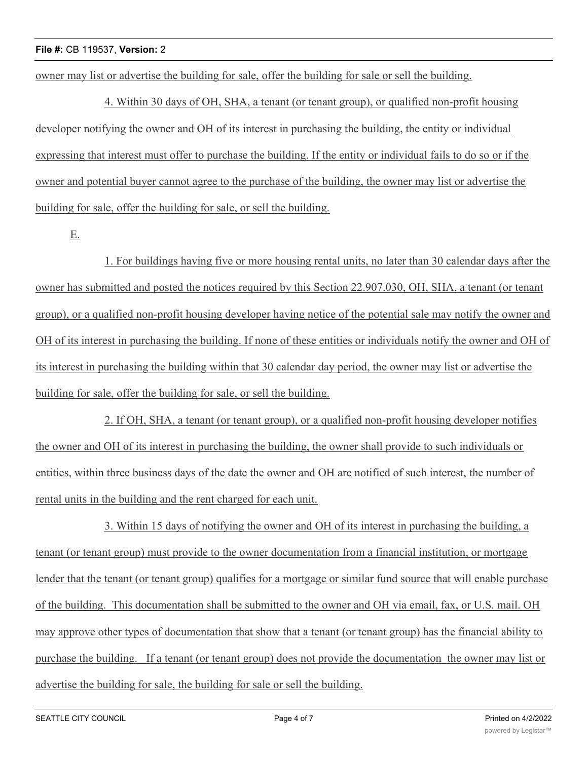owner may list or advertise the building for sale, offer the building for sale or sell the building.

4. Within 30 days of OH, SHA, a tenant (or tenant group), or qualified non-profit housing developer notifying the owner and OH of its interest in purchasing the building, the entity or individual expressing that interest must offer to purchase the building. If the entity or individual fails to do so or if the owner and potential buyer cannot agree to the purchase of the building, the owner may list or advertise the building for sale, offer the building for sale, or sell the building.

E.

1. For buildings having five or more housing rental units, no later than 30 calendar days after the owner has submitted and posted the notices required by this Section 22.907.030, OH, SHA, a tenant (or tenant group), or a qualified non-profit housing developer having notice of the potential sale may notify the owner and OH of its interest in purchasing the building. If none of these entities or individuals notify the owner and OH of its interest in purchasing the building within that 30 calendar day period, the owner may list or advertise the building for sale, offer the building for sale, or sell the building.

2. If OH, SHA, a tenant (or tenant group), or a qualified non-profit housing developer notifies the owner and OH of its interest in purchasing the building, the owner shall provide to such individuals or entities, within three business days of the date the owner and OH are notified of such interest, the number of rental units in the building and the rent charged for each unit.

3. Within 15 days of notifying the owner and OH of its interest in purchasing the building, a tenant (or tenant group) must provide to the owner documentation from a financial institution, or mortgage lender that the tenant (or tenant group) qualifies for a mortgage or similar fund source that will enable purchase of the building. This documentation shall be submitted to the owner and OH via email, fax, or U.S. mail. OH may approve other types of documentation that show that a tenant (or tenant group) has the financial ability to purchase the building. If a tenant (or tenant group) does not provide the documentation the owner may list or advertise the building for sale, the building for sale or sell the building.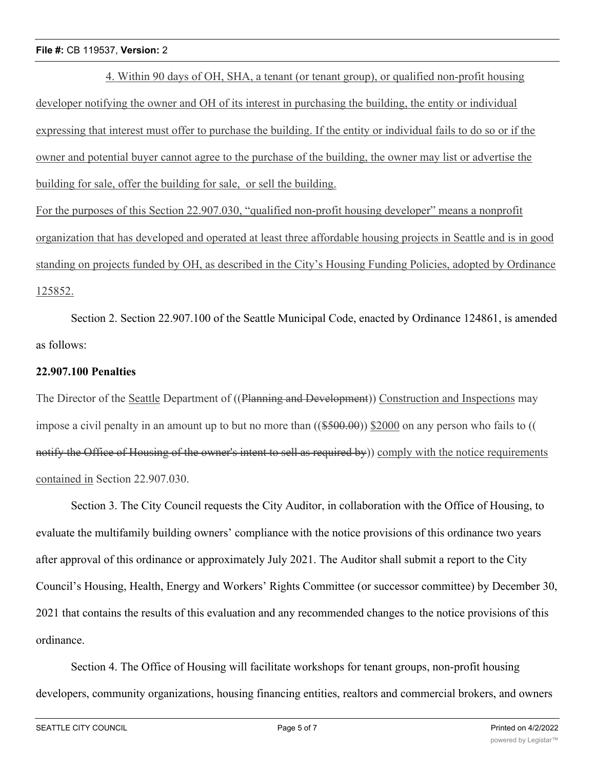4. Within 90 days of OH, SHA, a tenant (or tenant group), or qualified non-profit housing developer notifying the owner and OH of its interest in purchasing the building, the entity or individual expressing that interest must offer to purchase the building. If the entity or individual fails to do so or if the owner and potential buyer cannot agree to the purchase of the building, the owner may list or advertise the building for sale, offer the building for sale, or sell the building.

For the purposes of this Section 22.907.030, "qualified non-profit housing developer" means a nonprofit organization that has developed and operated at least three affordable housing projects in Seattle and is in good standing on projects funded by OH, as described in the City's Housing Funding Policies, adopted by Ordinance 125852.

Section 2. Section 22.907.100 of the Seattle Municipal Code, enacted by Ordinance 124861, is amended as follows:

**22.907.100 Penalties**

The Director of the Seattle Department of ((~~Planning and Development~~)) Construction and Inspections may impose a civil penalty in an amount up to but no more than ((~~$500.00~~)) $2000 on any person who fails to ((~~notify the Office of Housing of the owner's intent to sell as required by~~)) comply with the notice requirements contained in Section 22.907.030.

Section 3. The City Council requests the City Auditor, in collaboration with the Office of Housing, to evaluate the multifamily building owners' compliance with the notice provisions of this ordinance two years after approval of this ordinance or approximately July 2021. The Auditor shall submit a report to the City Council's Housing, Health, Energy and Workers' Rights Committee (or successor committee) by December 30, 2021 that contains the results of this evaluation and any recommended changes to the notice provisions of this ordinance.

Section 4. The Office of Housing will facilitate workshops for tenant groups, non-profit housing developers, community organizations, housing financing entities, realtors and commercial brokers, and owners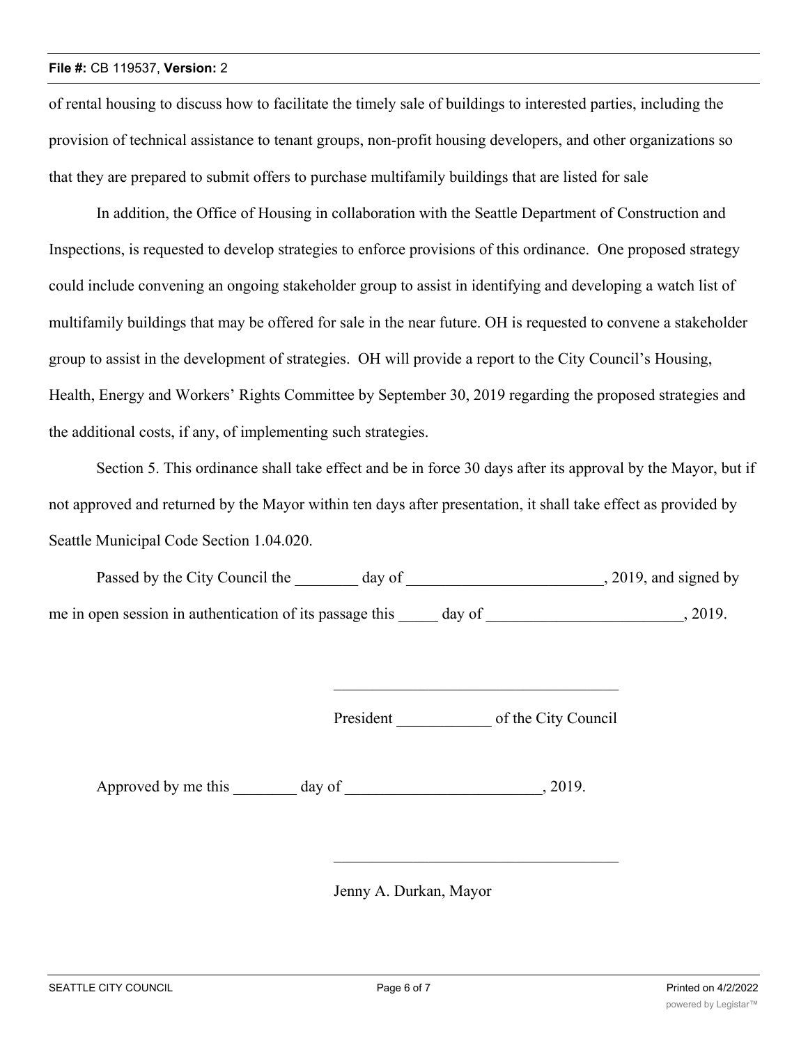of rental housing to discuss how to facilitate the timely sale of buildings to interested parties, including the provision of technical assistance to tenant groups, non-profit housing developers, and other organizations so that they are prepared to submit offers to purchase multifamily buildings that are listed for sale

In addition, the Office of Housing in collaboration with the Seattle Department of Construction and Inspections, is requested to develop strategies to enforce provisions of this ordinance. One proposed strategy could include convening an ongoing stakeholder group to assist in identifying and developing a watch list of multifamily buildings that may be offered for sale in the near future. OH is requested to convene a stakeholder group to assist in the development of strategies. OH will provide a report to the City Council's Housing, Health, Energy and Workers' Rights Committee by September 30, 2019 regarding the proposed strategies and the additional costs, if any, of implementing such strategies.

Section 5. This ordinance shall take effect and be in force 30 days after its approval by the Mayor, but if not approved and returned by the Mayor within ten days after presentation, it shall take effect as provided by Seattle Municipal Code Section 1.04.020.

Passed by the City Council the ________ day of _________________________, 2019, and signed by me in open session in authentication of its passage this _____ day of _________________________, 2019.

_____________________________________

President ____________ of the City Council

Approved by me this ________ day of _________________________, 2019.

_____________________________________

Jenny A. Durkan, Mayor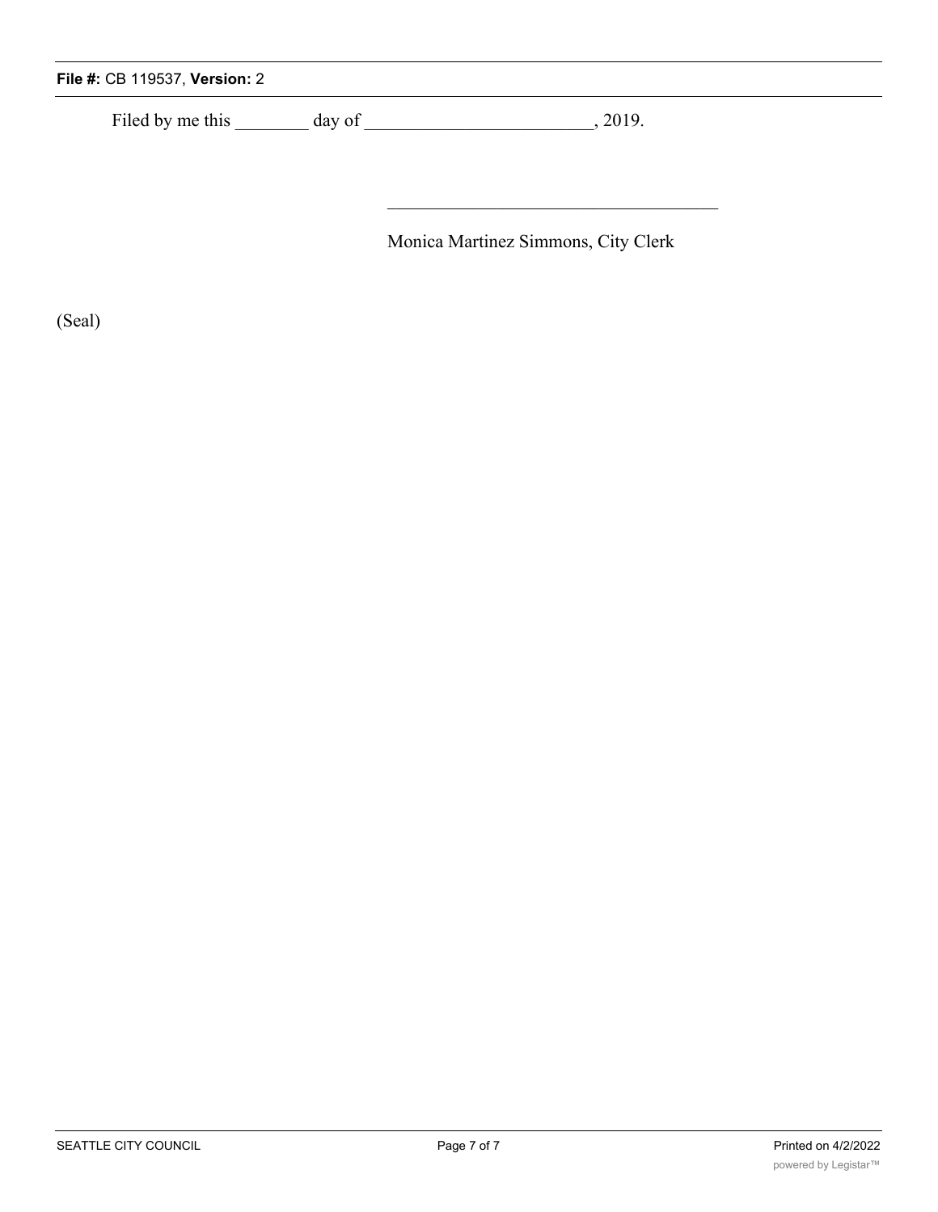Filed by me this ________ day of _________________________, 2019.

____________________________________

Monica Martinez Simmons, City Clerk

(Seal)